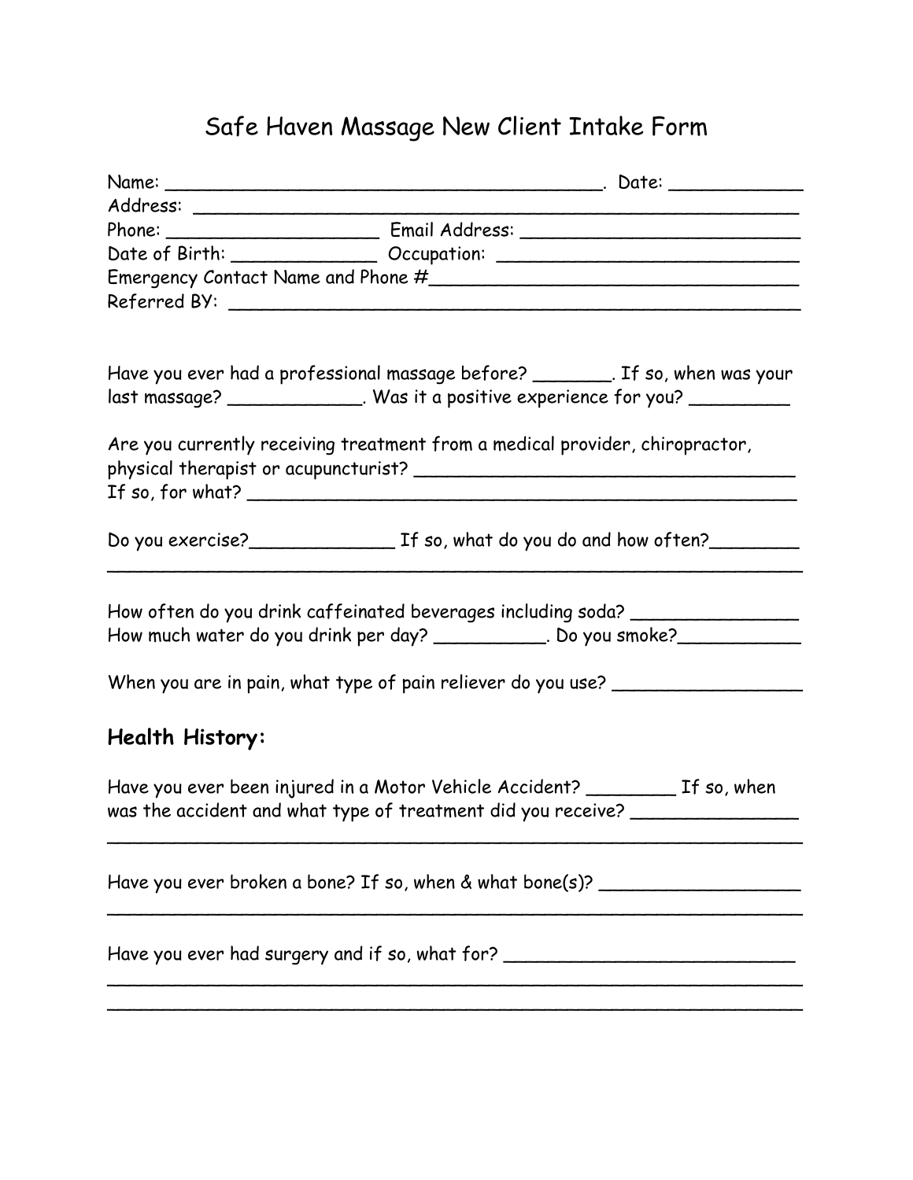# Safe Haven Massage New Client Intake Form

Name: ________________________________________. Date: ____________
Address: ______________________________________________________
Phone: ___________________ Email Address: ________________________
Date of Birth: _____________ Occupation: ___________________________
Emergency Contact Name and Phone #________________________________
Referred BY: ____________________________________________________

Have you ever had a professional massage before? _______. If so, when was your last massage? ____________. Was it a positive experience for you? _________

Are you currently receiving treatment from a medical provider, chiropractor, physical therapist or acupuncturist? __________________________________
If so, for what? __________________________________________________

Do you exercise?_____________ If so, what do you do and how often?________
______________________________________________________________

How often do you drink caffeinated beverages including soda? _______________
How much water do you drink per day? __________. Do you smoke?___________

When you are in pain, what type of pain reliever do you use? ________________

## Health History:

Have you ever been injured in a Motor Vehicle Accident? ________ If so, when was the accident and what type of treatment did you receive? _______________
______________________________________________________________

Have you ever broken a bone? If so, when & what bone(s)? _________________
______________________________________________________________

Have you ever had surgery and if so, what for? ___________________________
______________________________________________________________
______________________________________________________________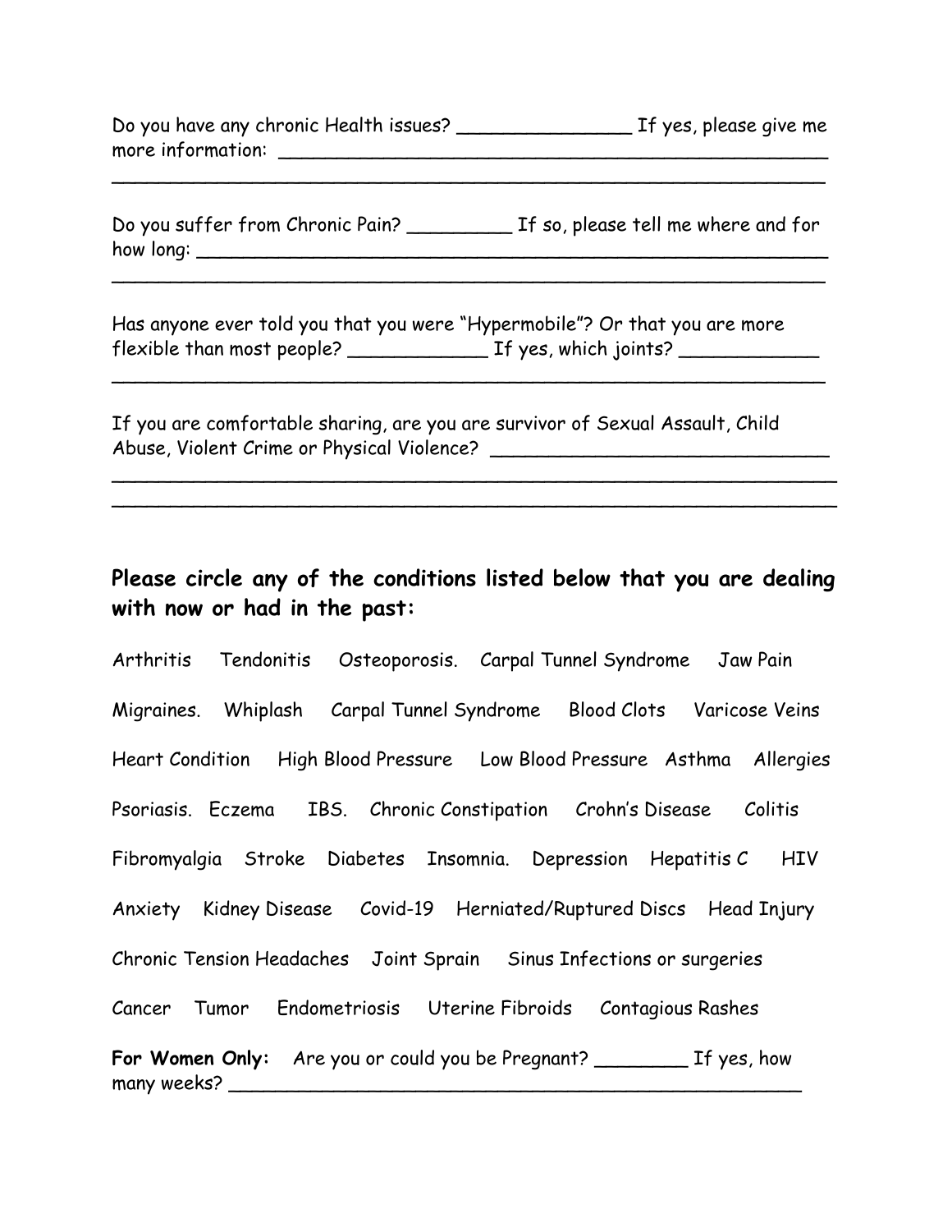Do you have any chronic Health issues? _______________ If yes, please give me more information: _______________________________________________
_____________________________________________________________

Do you suffer from Chronic Pain? _________ If so, please tell me where and for how long: _______________________________________________________
_____________________________________________________________

Has anyone ever told you that you were "Hypermobile"? Or that you are more flexible than most people? ____________ If yes, which joints? ____________
_____________________________________________________________

If you are comfortable sharing, are you are survivor of Sexual Assault, Child Abuse, Violent Crime or Physical Violence? ______________________________
_______________________________________________________________
_______________________________________________________________

**Please circle any of the conditions listed below that you are dealing with now or had in the past:**

Arthritis    Tendonitis    Osteoporosis.    Carpal Tunnel Syndrome    Jaw Pain

Migraines.    Whiplash    Carpal Tunnel Syndrome    Blood Clots    Varicose Veins

Heart Condition    High Blood Pressure    Low Blood Pressure    Asthma    Allergies

Psoriasis.    Eczema    IBS.    Chronic Constipation    Crohn's Disease    Colitis

Fibromyalgia    Stroke    Diabetes    Insomnia.    Depression    Hepatitis C    HIV

Anxiety    Kidney Disease    Covid-19    Herniated/Ruptured Discs    Head Injury

Chronic Tension Headaches    Joint Sprain    Sinus Infections or surgeries

Cancer    Tumor    Endometriosis    Uterine Fibroids    Contagious Rashes

**For Women Only:** Are you or could you be Pregnant? ________ If yes, how many weeks? ___________________________________________________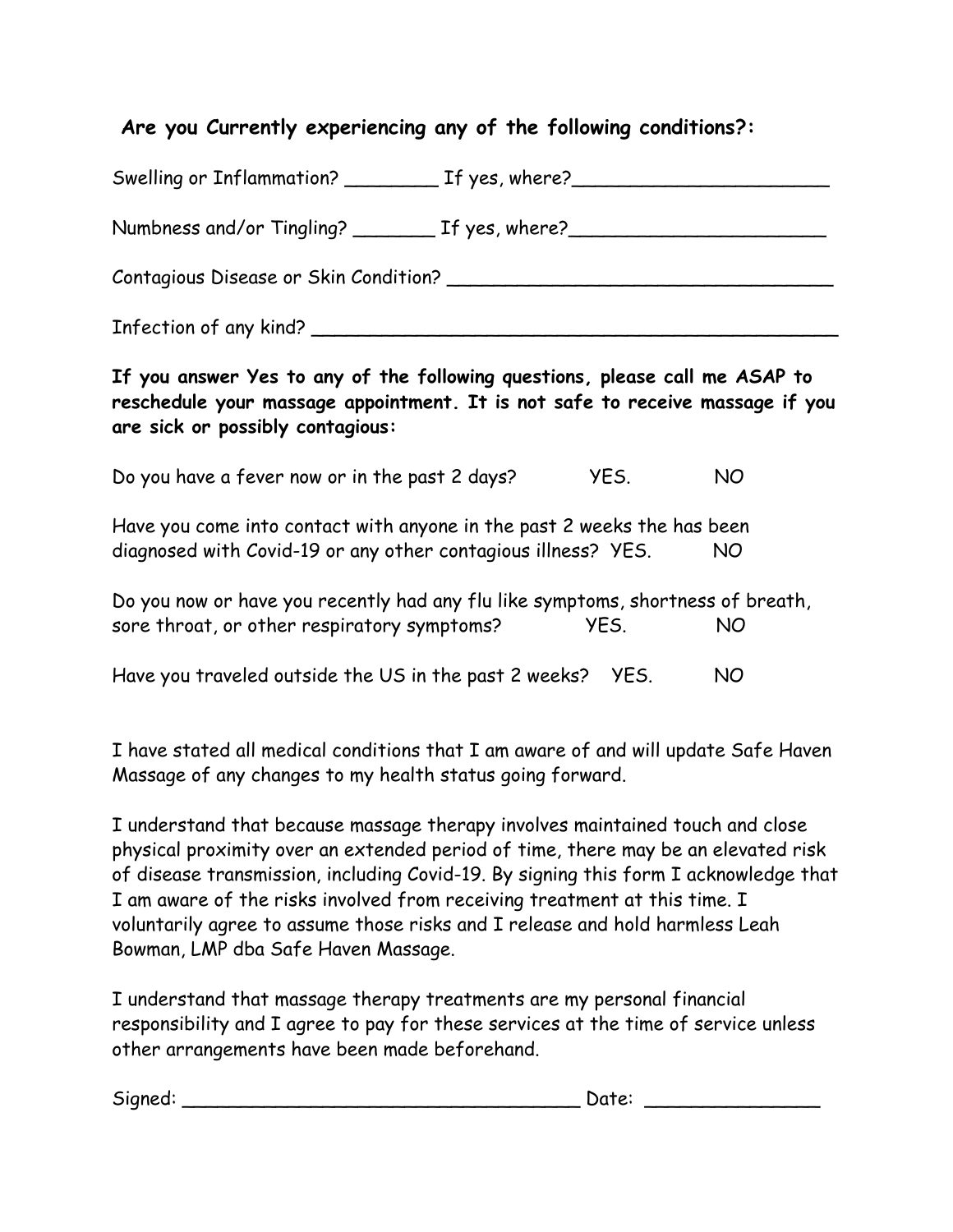**Are you Currently experiencing any of the following conditions?:**

Swelling or Inflammation? ________ If yes, where?______________________

Numbness and/or Tingling? _______ If yes, where?______________________

Contagious Disease or Skin Condition? _________________________________

Infection of any kind? ______________________________________________

**If you answer Yes to any of the following questions, please call me ASAP to reschedule your massage appointment. It is not safe to receive massage if you are sick or possibly contagious:**

Do you have a fever now or in the past 2 days? YES. NO

Have you come into contact with anyone in the past 2 weeks the has been diagnosed with Covid-19 or any other contagious illness? YES. NO

Do you now or have you recently had any flu like symptoms, shortness of breath, sore throat, or other respiratory symptoms? YES. NO

Have you traveled outside the US in the past 2 weeks? YES. NO

I have stated all medical conditions that I am aware of and will update Safe Haven Massage of any changes to my health status going forward.

I understand that because massage therapy involves maintained touch and close physical proximity over an extended period of time, there may be an elevated risk of disease transmission, including Covid-19. By signing this form I acknowledge that I am aware of the risks involved from receiving treatment at this time. I voluntarily agree to assume those risks and I release and hold harmless Leah Bowman, LMP dba Safe Haven Massage.

I understand that massage therapy treatments are my personal financial responsibility and I agree to pay for these services at the time of service unless other arrangements have been made beforehand.

Signed: ___________________________________ Date: _______________